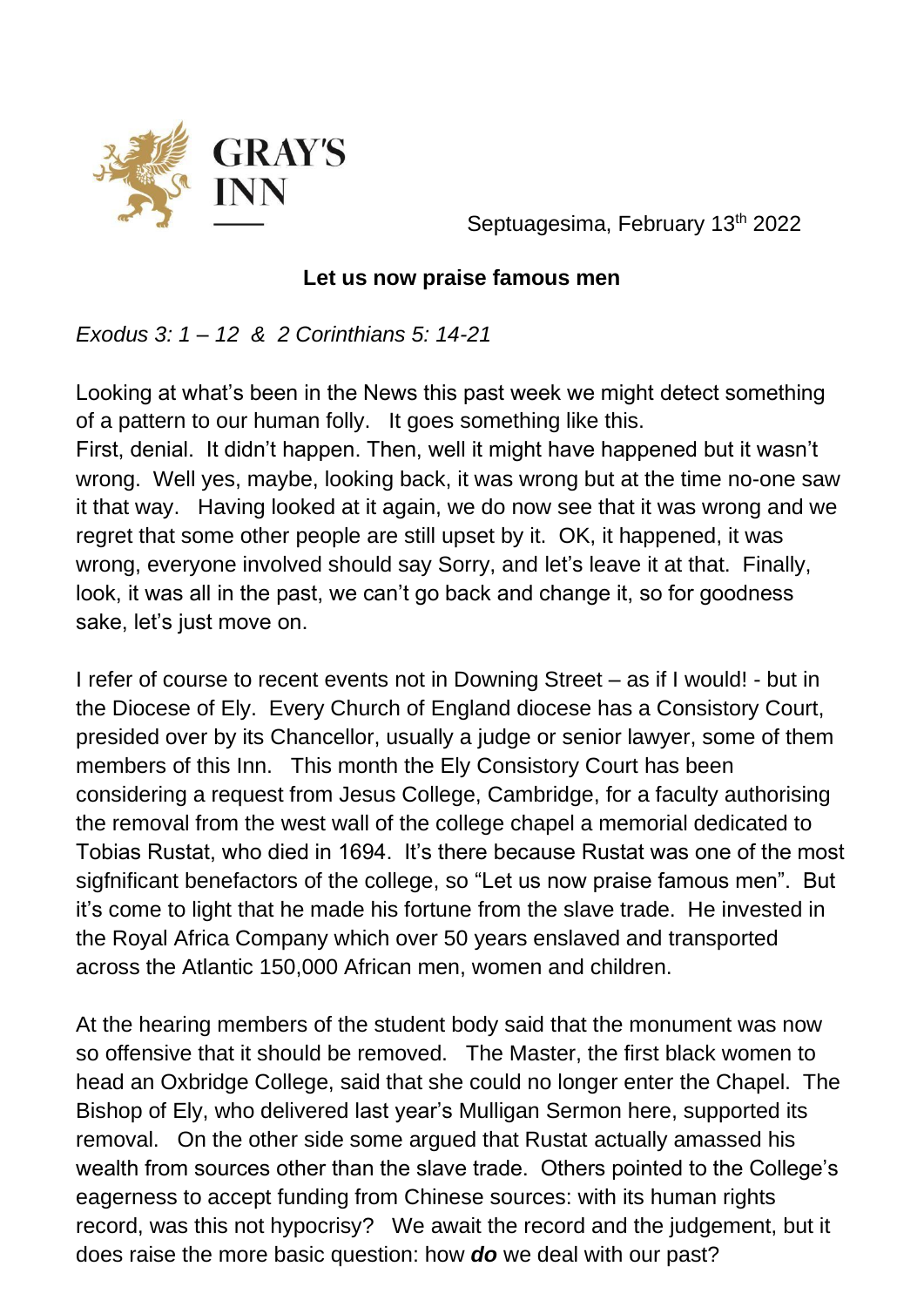GRAY'S INN

Septuagesima, February 13th 2022

**Let us now praise famous men**

*Exodus 3: 1 – 12 & 2 Corinthians 5: 14-21*

Looking at what's been in the News this past week we might detect something of a pattern to our human folly. It goes something like this.
First, denial. It didn't happen. Then, well it might have happened but it wasn't wrong. Well yes, maybe, looking back, it was wrong but at the time no-one saw it that way. Having looked at it again, we do now see that it was wrong and we regret that some other people are still upset by it. OK, it happened, it was wrong, everyone involved should say Sorry, and let's leave it at that. Finally, look, it was all in the past, we can't go back and change it, so for goodness sake, let's just move on.

I refer of course to recent events not in Downing Street – as if I would! - but in the Diocese of Ely. Every Church of England diocese has a Consistory Court, presided over by its Chancellor, usually a judge or senior lawyer, some of them members of this Inn. This month the Ely Consistory Court has been considering a request from Jesus College, Cambridge, for a faculty authorising the removal from the west wall of the college chapel a memorial dedicated to Tobias Rustat, who died in 1694. It's there because Rustat was one of the most sigfnificant benefactors of the college, so "Let us now praise famous men". But it's come to light that he made his fortune from the slave trade. He invested in the Royal Africa Company which over 50 years enslaved and transported across the Atlantic 150,000 African men, women and children.

At the hearing members of the student body said that the monument was now so offensive that it should be removed. The Master, the first black women to head an Oxbridge College, said that she could no longer enter the Chapel. The Bishop of Ely, who delivered last year's Mulligan Sermon here, supported its removal. On the other side some argued that Rustat actually amassed his wealth from sources other than the slave trade. Others pointed to the College's eagerness to accept funding from Chinese sources: with its human rights record, was this not hypocrisy? We await the record and the judgement, but it does raise the more basic question: how ***do*** we deal with our past?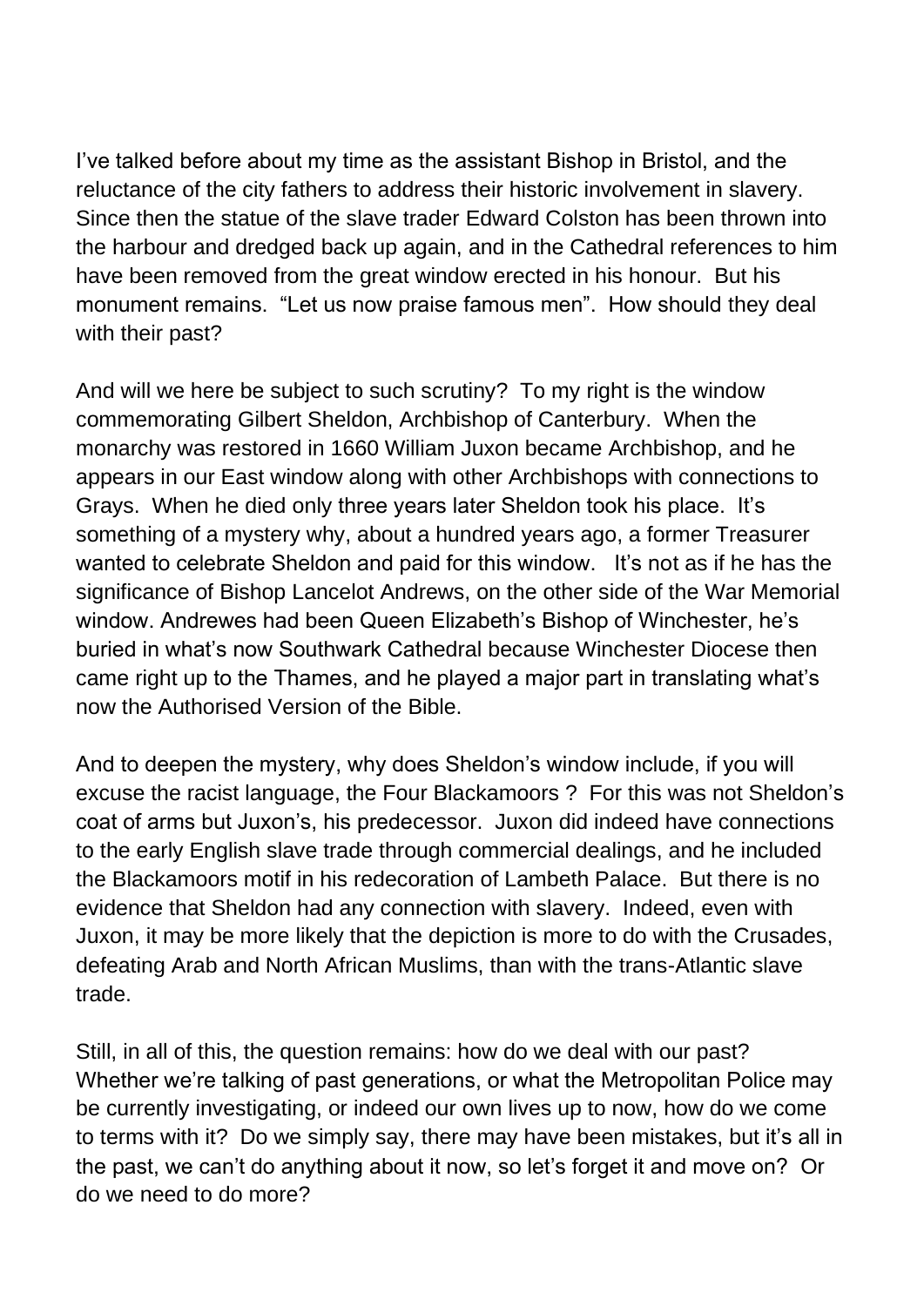I've talked before about my time as the assistant Bishop in Bristol, and the reluctance of the city fathers to address their historic involvement in slavery. Since then the statue of the slave trader Edward Colston has been thrown into the harbour and dredged back up again, and in the Cathedral references to him have been removed from the great window erected in his honour. But his monument remains. "Let us now praise famous men". How should they deal with their past?

And will we here be subject to such scrutiny? To my right is the window commemorating Gilbert Sheldon, Archbishop of Canterbury. When the monarchy was restored in 1660 William Juxon became Archbishop, and he appears in our East window along with other Archbishops with connections to Grays. When he died only three years later Sheldon took his place. It's something of a mystery why, about a hundred years ago, a former Treasurer wanted to celebrate Sheldon and paid for this window. It's not as if he has the significance of Bishop Lancelot Andrews, on the other side of the War Memorial window. Andrewes had been Queen Elizabeth's Bishop of Winchester, he's buried in what's now Southwark Cathedral because Winchester Diocese then came right up to the Thames, and he played a major part in translating what's now the Authorised Version of the Bible.

And to deepen the mystery, why does Sheldon's window include, if you will excuse the racist language, the Four Blackamoors ? For this was not Sheldon's coat of arms but Juxon's, his predecessor. Juxon did indeed have connections to the early English slave trade through commercial dealings, and he included the Blackamoors motif in his redecoration of Lambeth Palace. But there is no evidence that Sheldon had any connection with slavery. Indeed, even with Juxon, it may be more likely that the depiction is more to do with the Crusades, defeating Arab and North African Muslims, than with the trans-Atlantic slave trade.

Still, in all of this, the question remains: how do we deal with our past? Whether we're talking of past generations, or what the Metropolitan Police may be currently investigating, or indeed our own lives up to now, how do we come to terms with it? Do we simply say, there may have been mistakes, but it's all in the past, we can't do anything about it now, so let's forget it and move on? Or do we need to do more?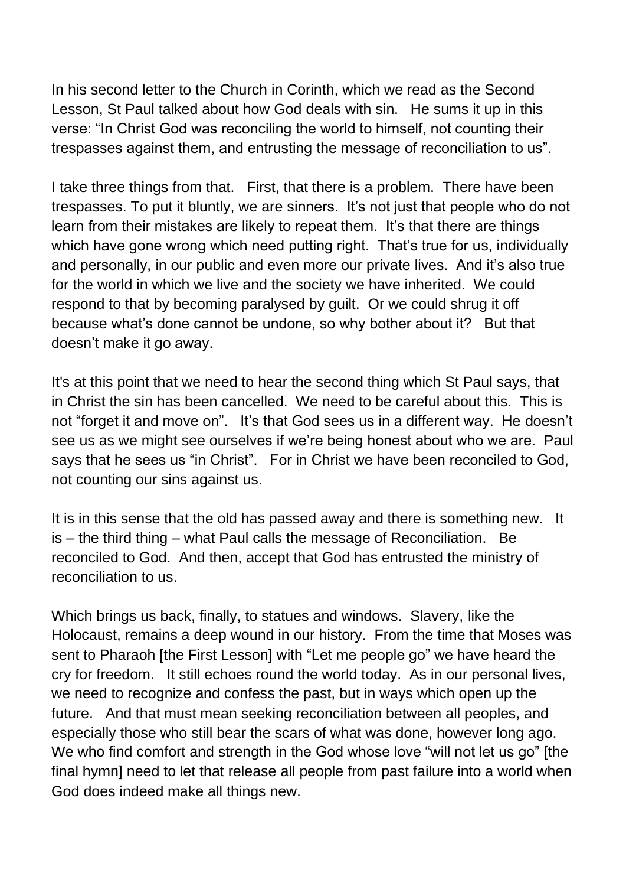In his second letter to the Church in Corinth, which we read as the Second Lesson, St Paul talked about how God deals with sin. He sums it up in this verse: "In Christ God was reconciling the world to himself, not counting their trespasses against them, and entrusting the message of reconciliation to us".

I take three things from that. First, that there is a problem. There have been trespasses. To put it bluntly, we are sinners. It's not just that people who do not learn from their mistakes are likely to repeat them. It's that there are things which have gone wrong which need putting right. That's true for us, individually and personally, in our public and even more our private lives. And it's also true for the world in which we live and the society we have inherited. We could respond to that by becoming paralysed by guilt. Or we could shrug it off because what's done cannot be undone, so why bother about it? But that doesn't make it go away.

It's at this point that we need to hear the second thing which St Paul says, that in Christ the sin has been cancelled. We need to be careful about this. This is not "forget it and move on". It's that God sees us in a different way. He doesn't see us as we might see ourselves if we're being honest about who we are. Paul says that he sees us "in Christ". For in Christ we have been reconciled to God, not counting our sins against us.

It is in this sense that the old has passed away and there is something new. It is – the third thing – what Paul calls the message of Reconciliation. Be reconciled to God. And then, accept that God has entrusted the ministry of reconciliation to us.

Which brings us back, finally, to statues and windows. Slavery, like the Holocaust, remains a deep wound in our history. From the time that Moses was sent to Pharaoh [the First Lesson] with "Let me people go" we have heard the cry for freedom. It still echoes round the world today. As in our personal lives, we need to recognize and confess the past, but in ways which open up the future. And that must mean seeking reconciliation between all peoples, and especially those who still bear the scars of what was done, however long ago. We who find comfort and strength in the God whose love "will not let us go" [the final hymn] need to let that release all people from past failure into a world when God does indeed make all things new.